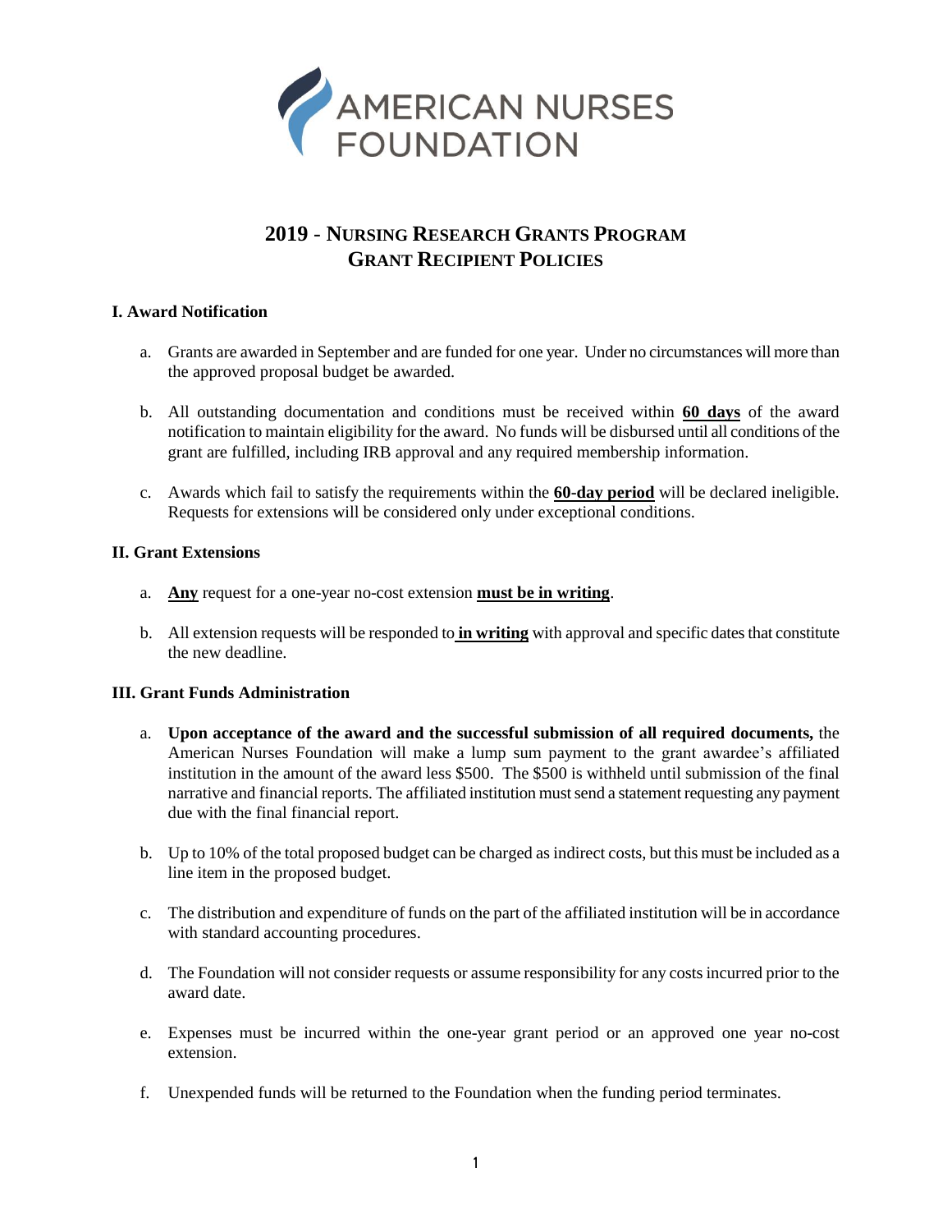AMERICAN NURSES FOUNDATION

# 2019 - NURSING RESEARCH GRANTS PROGRAM
# GRANT RECIPIENT POLICIES

## I. Award Notification

a. Grants are awarded in September and are funded for one year. Under no circumstances will more than the approved proposal budget be awarded.

b. All outstanding documentation and conditions must be received within **60 days** of the award notification to maintain eligibility for the award. No funds will be disbursed until all conditions of the grant are fulfilled, including IRB approval and any required membership information.

c. Awards which fail to satisfy the requirements within the **60-day period** will be declared ineligible. Requests for extensions will be considered only under exceptional conditions.

## II. Grant Extensions

a. **Any** request for a one-year no-cost extension **must be in writing**.

b. All extension requests will be responded to **in writing** with approval and specific dates that constitute the new deadline.

## III. Grant Funds Administration

a. **Upon acceptance of the award and the successful submission of all required documents,** the American Nurses Foundation will make a lump sum payment to the grant awardee's affiliated institution in the amount of the award less $500. The $500 is withheld until submission of the final narrative and financial reports. The affiliated institution must send a statement requesting any payment due with the final financial report.

b. Up to 10% of the total proposed budget can be charged as indirect costs, but this must be included as a line item in the proposed budget.

c. The distribution and expenditure of funds on the part of the affiliated institution will be in accordance with standard accounting procedures.

d. The Foundation will not consider requests or assume responsibility for any costs incurred prior to the award date.

e. Expenses must be incurred within the one-year grant period or an approved one year no-cost extension.

f. Unexpended funds will be returned to the Foundation when the funding period terminates.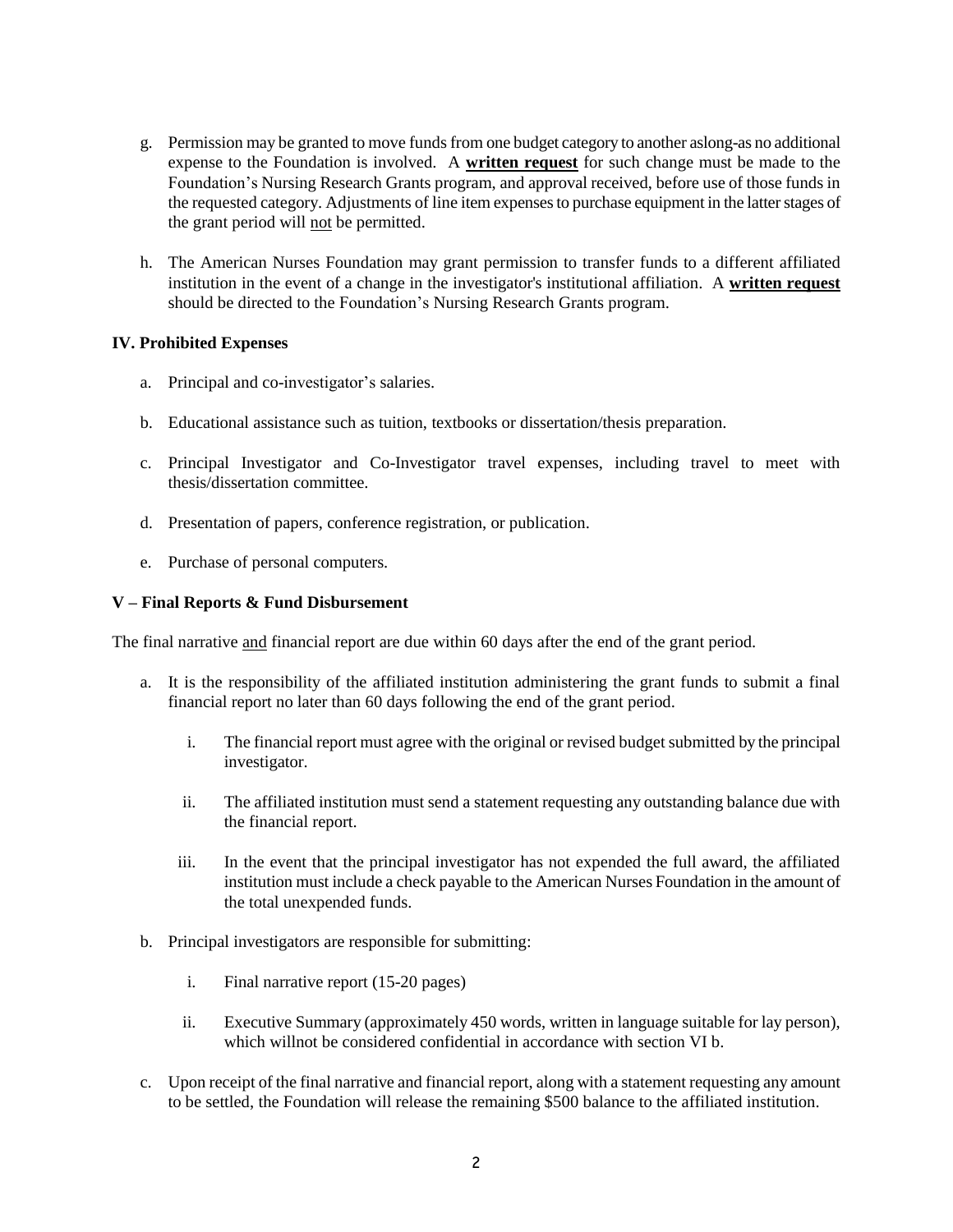g. Permission may be granted to move funds from one budget category to another aslong-as no additional expense to the Foundation is involved. A **written request** for such change must be made to the Foundation's Nursing Research Grants program, and approval received, before use of those funds in the requested category. Adjustments of line item expenses to purchase equipment in the latter stages of the grant period will not be permitted.

h. The American Nurses Foundation may grant permission to transfer funds to a different affiliated institution in the event of a change in the investigator's institutional affiliation. A **written request** should be directed to the Foundation's Nursing Research Grants program.

### IV. Prohibited Expenses

a. Principal and co-investigator's salaries.

b. Educational assistance such as tuition, textbooks or dissertation/thesis preparation.

c. Principal Investigator and Co-Investigator travel expenses, including travel to meet with thesis/dissertation committee.

d. Presentation of papers, conference registration, or publication.

e. Purchase of personal computers.

### V – Final Reports & Fund Disbursement

The final narrative and financial report are due within 60 days after the end of the grant period.

a. It is the responsibility of the affiliated institution administering the grant funds to submit a final financial report no later than 60 days following the end of the grant period.

   i. The financial report must agree with the original or revised budget submitted by the principal investigator.

   ii. The affiliated institution must send a statement requesting any outstanding balance due with the financial report.

   iii. In the event that the principal investigator has not expended the full award, the affiliated institution must include a check payable to the American Nurses Foundation in the amount of the total unexpended funds.

b. Principal investigators are responsible for submitting:

   i. Final narrative report (15-20 pages)

   ii. Executive Summary (approximately 450 words, written in language suitable for lay person), which willnot be considered confidential in accordance with section VI b.

c. Upon receipt of the final narrative and financial report, along with a statement requesting any amount to be settled, the Foundation will release the remaining $500 balance to the affiliated institution.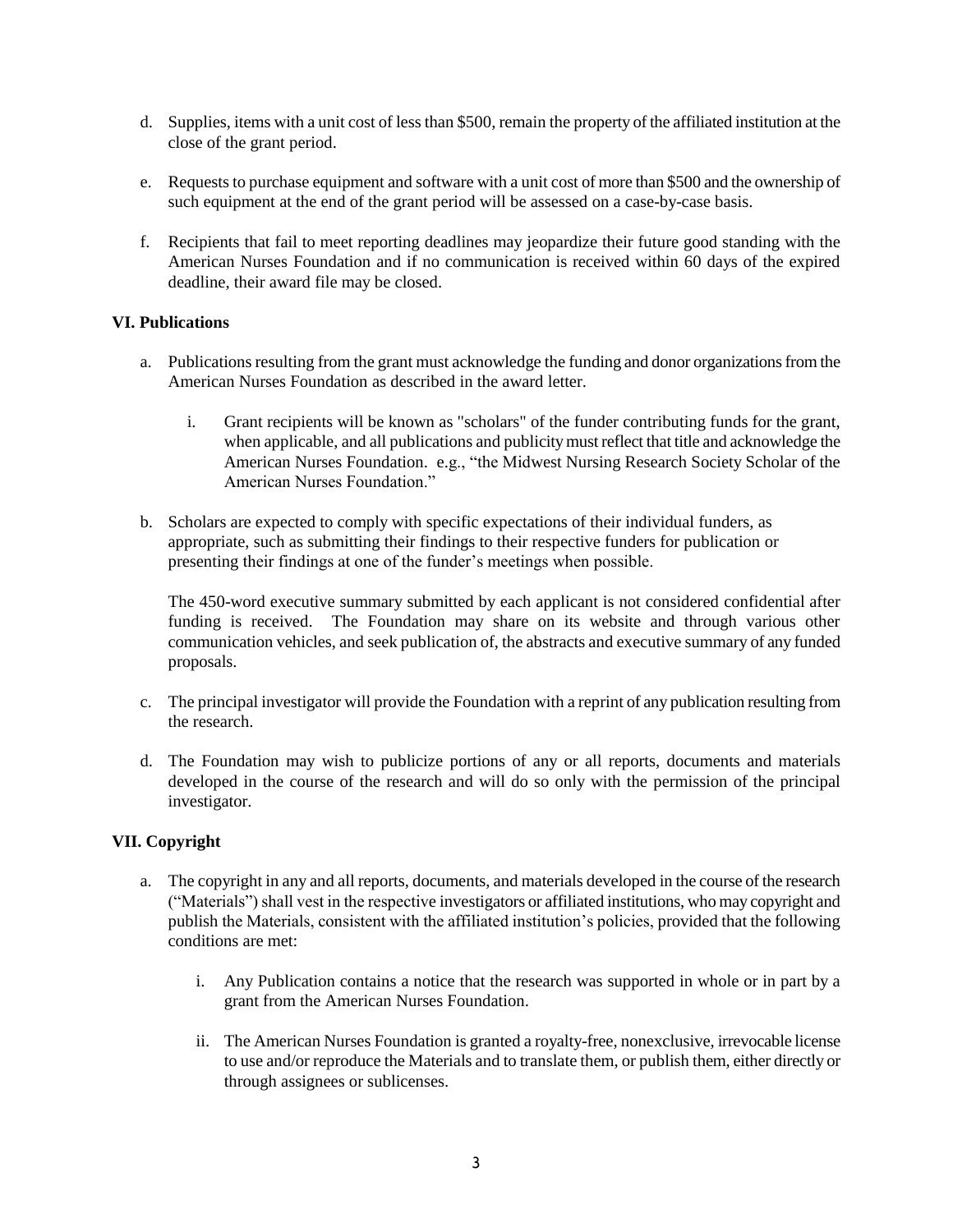d. Supplies, items with a unit cost of less than $500, remain the property of the affiliated institution at the close of the grant period.

e. Requests to purchase equipment and software with a unit cost of more than $500 and the ownership of such equipment at the end of the grant period will be assessed on a case-by-case basis.

f. Recipients that fail to meet reporting deadlines may jeopardize their future good standing with the American Nurses Foundation and if no communication is received within 60 days of the expired deadline, their award file may be closed.

**VI. Publications**

a. Publications resulting from the grant must acknowledge the funding and donor organizations from the American Nurses Foundation as described in the award letter.

   i. Grant recipients will be known as "scholars" of the funder contributing funds for the grant, when applicable, and all publications and publicity must reflect that title and acknowledge the American Nurses Foundation. e.g., "the Midwest Nursing Research Society Scholar of the American Nurses Foundation."

b. Scholars are expected to comply with specific expectations of their individual funders, as appropriate, such as submitting their findings to their respective funders for publication or presenting their findings at one of the funder's meetings when possible.

   The 450-word executive summary submitted by each applicant is not considered confidential after funding is received. The Foundation may share on its website and through various other communication vehicles, and seek publication of, the abstracts and executive summary of any funded proposals.

c. The principal investigator will provide the Foundation with a reprint of any publication resulting from the research.

d. The Foundation may wish to publicize portions of any or all reports, documents and materials developed in the course of the research and will do so only with the permission of the principal investigator.

**VII. Copyright**

a. The copyright in any and all reports, documents, and materials developed in the course of the research ("Materials") shall vest in the respective investigators or affiliated institutions, who may copyright and publish the Materials, consistent with the affiliated institution's policies, provided that the following conditions are met:

   i. Any Publication contains a notice that the research was supported in whole or in part by a grant from the American Nurses Foundation.

   ii. The American Nurses Foundation is granted a royalty-free, nonexclusive, irrevocable license to use and/or reproduce the Materials and to translate them, or publish them, either directly or through assignees or sublicenses.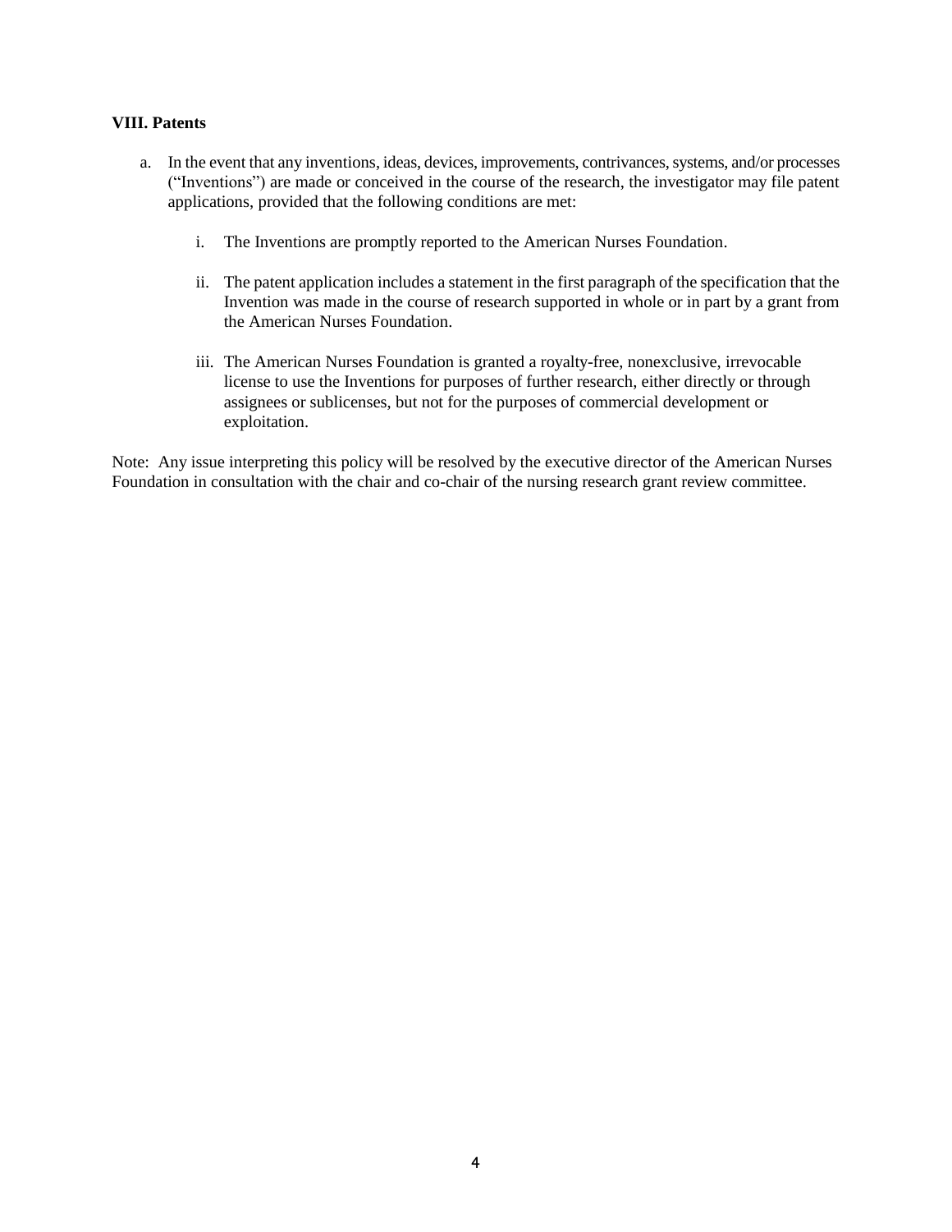**VIII. Patents**

a. In the event that any inventions, ideas, devices, improvements, contrivances, systems, and/or processes ("Inventions") are made or conceived in the course of the research, the investigator may file patent applications, provided that the following conditions are met:

   i. The Inventions are promptly reported to the American Nurses Foundation.

   ii. The patent application includes a statement in the first paragraph of the specification that the Invention was made in the course of research supported in whole or in part by a grant from the American Nurses Foundation.

   iii. The American Nurses Foundation is granted a royalty-free, nonexclusive, irrevocable license to use the Inventions for purposes of further research, either directly or through assignees or sublicenses, but not for the purposes of commercial development or exploitation.

Note: Any issue interpreting this policy will be resolved by the executive director of the American Nurses Foundation in consultation with the chair and co-chair of the nursing research grant review committee.